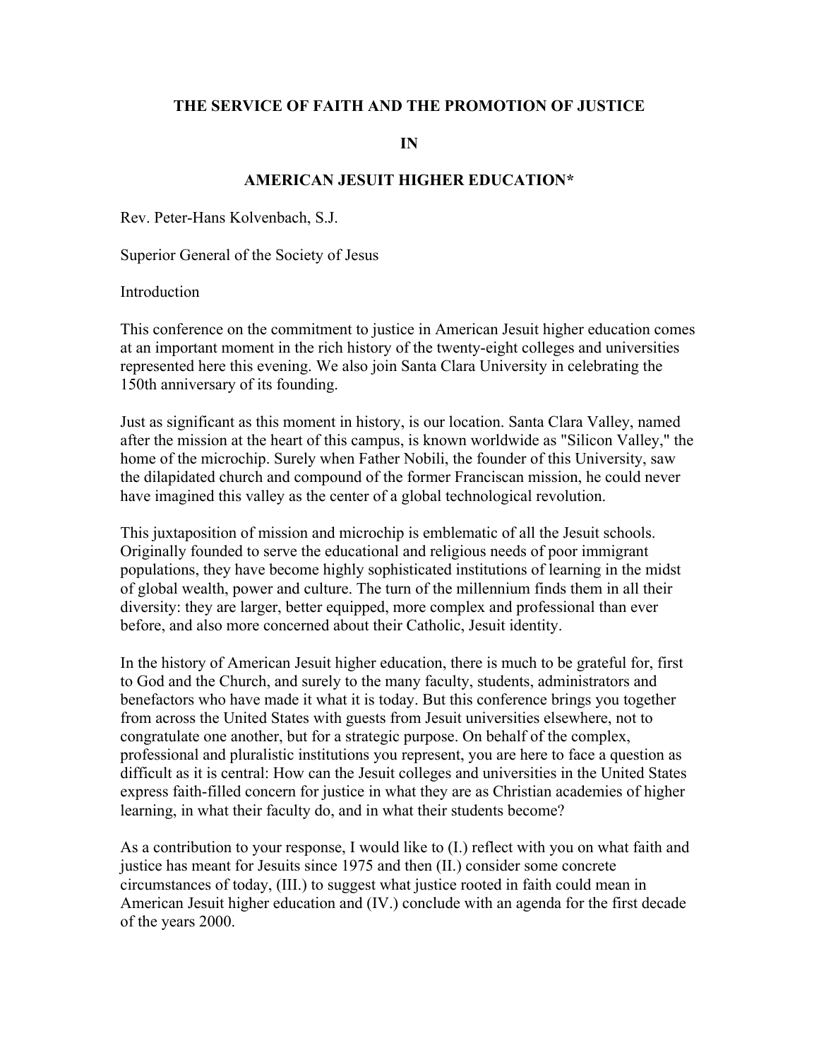# THE SERVICE OF FAITH AND THE PROMOTION OF JUSTICE

# IN

# AMERICAN JESUIT HIGHER EDUCATION*

Rev. Peter-Hans Kolvenbach, S.J.

Superior General of the Society of Jesus

## Introduction

This conference on the commitment to justice in American Jesuit higher education comes at an important moment in the rich history of the twenty-eight colleges and universities represented here this evening. We also join Santa Clara University in celebrating the 150th anniversary of its founding.

Just as significant as this moment in history, is our location. Santa Clara Valley, named after the mission at the heart of this campus, is known worldwide as "Silicon Valley," the home of the microchip. Surely when Father Nobili, the founder of this University, saw the dilapidated church and compound of the former Franciscan mission, he could never have imagined this valley as the center of a global technological revolution.

This juxtaposition of mission and microchip is emblematic of all the Jesuit schools. Originally founded to serve the educational and religious needs of poor immigrant populations, they have become highly sophisticated institutions of learning in the midst of global wealth, power and culture. The turn of the millennium finds them in all their diversity: they are larger, better equipped, more complex and professional than ever before, and also more concerned about their Catholic, Jesuit identity.

In the history of American Jesuit higher education, there is much to be grateful for, first to God and the Church, and surely to the many faculty, students, administrators and benefactors who have made it what it is today. But this conference brings you together from across the United States with guests from Jesuit universities elsewhere, not to congratulate one another, but for a strategic purpose. On behalf of the complex, professional and pluralistic institutions you represent, you are here to face a question as difficult as it is central: How can the Jesuit colleges and universities in the United States express faith-filled concern for justice in what they are as Christian academies of higher learning, in what their faculty do, and in what their students become?

As a contribution to your response, I would like to (I.) reflect with you on what faith and justice has meant for Jesuits since 1975 and then (II.) consider some concrete circumstances of today, (III.) to suggest what justice rooted in faith could mean in American Jesuit higher education and (IV.) conclude with an agenda for the first decade of the years 2000.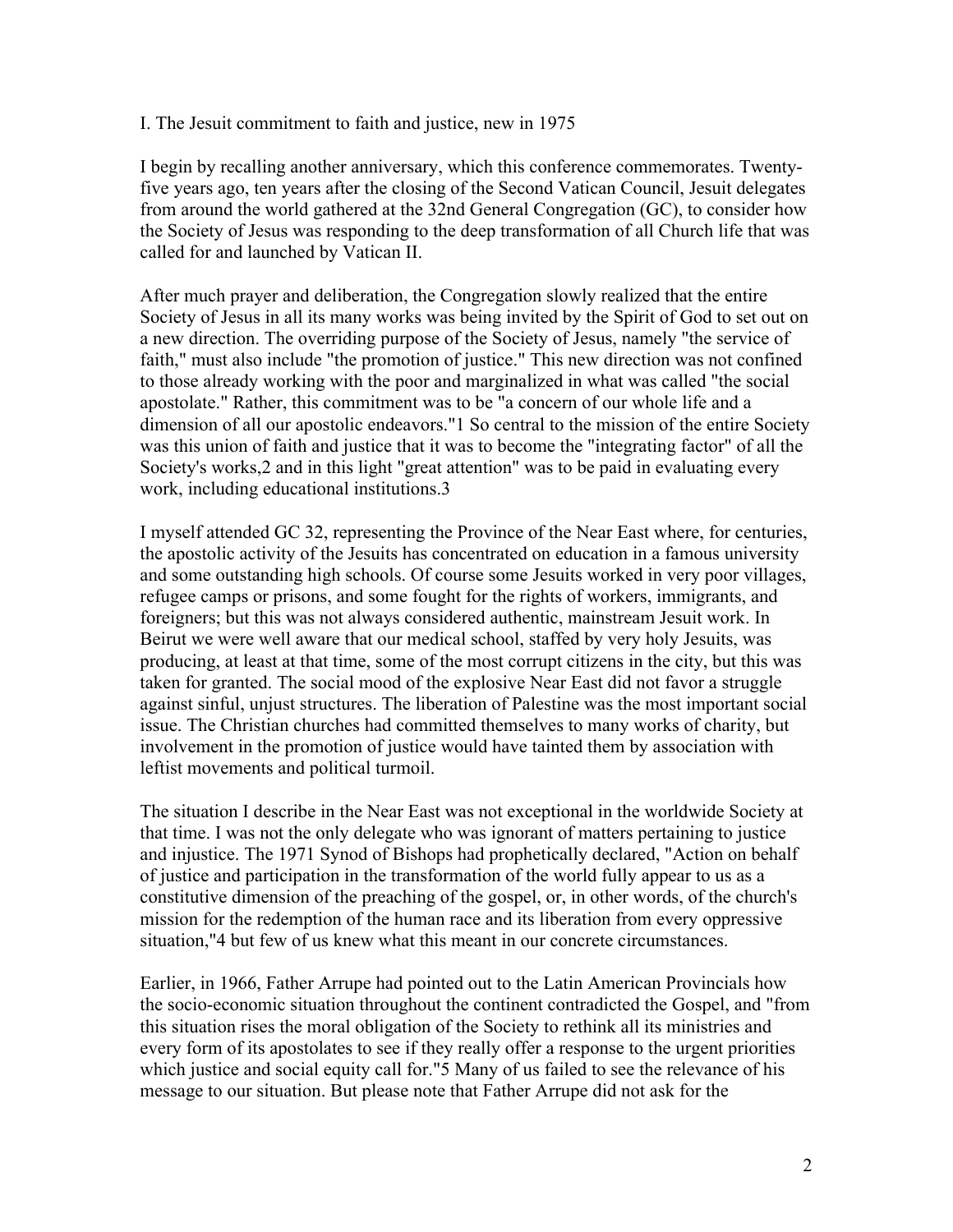## I. The Jesuit commitment to faith and justice, new in 1975

I begin by recalling another anniversary, which this conference commemorates. Twenty-five years ago, ten years after the closing of the Second Vatican Council, Jesuit delegates from around the world gathered at the 32nd General Congregation (GC), to consider how the Society of Jesus was responding to the deep transformation of all Church life that was called for and launched by Vatican II.

After much prayer and deliberation, the Congregation slowly realized that the entire Society of Jesus in all its many works was being invited by the Spirit of God to set out on a new direction. The overriding purpose of the Society of Jesus, namely "the service of faith," must also include "the promotion of justice." This new direction was not confined to those already working with the poor and marginalized in what was called "the social apostolate." Rather, this commitment was to be "a concern of our whole life and a dimension of all our apostolic endeavors."[1] So central to the mission of the entire Society was this union of faith and justice that it was to become the "integrating factor" of all the Society's works,[2] and in this light "great attention" was to be paid in evaluating every work, including educational institutions.[3]

I myself attended GC 32, representing the Province of the Near East where, for centuries, the apostolic activity of the Jesuits has concentrated on education in a famous university and some outstanding high schools. Of course some Jesuits worked in very poor villages, refugee camps or prisons, and some fought for the rights of workers, immigrants, and foreigners; but this was not always considered authentic, mainstream Jesuit work. In Beirut we were well aware that our medical school, staffed by very holy Jesuits, was producing, at least at that time, some of the most corrupt citizens in the city, but this was taken for granted. The social mood of the explosive Near East did not favor a struggle against sinful, unjust structures. The liberation of Palestine was the most important social issue. The Christian churches had committed themselves to many works of charity, but involvement in the promotion of justice would have tainted them by association with leftist movements and political turmoil.

The situation I describe in the Near East was not exceptional in the worldwide Society at that time. I was not the only delegate who was ignorant of matters pertaining to justice and injustice. The 1971 Synod of Bishops had prophetically declared, "Action on behalf of justice and participation in the transformation of the world fully appear to us as a constitutive dimension of the preaching of the gospel, or, in other words, of the church's mission for the redemption of the human race and its liberation from every oppressive situation,"[4] but few of us knew what this meant in our concrete circumstances.

Earlier, in 1966, Father Arrupe had pointed out to the Latin American Provincials how the socio-economic situation throughout the continent contradicted the Gospel, and "from this situation rises the moral obligation of the Society to rethink all its ministries and every form of its apostolates to see if they really offer a response to the urgent priorities which justice and social equity call for."[5] Many of us failed to see the relevance of his message to our situation. But please note that Father Arrupe did not ask for the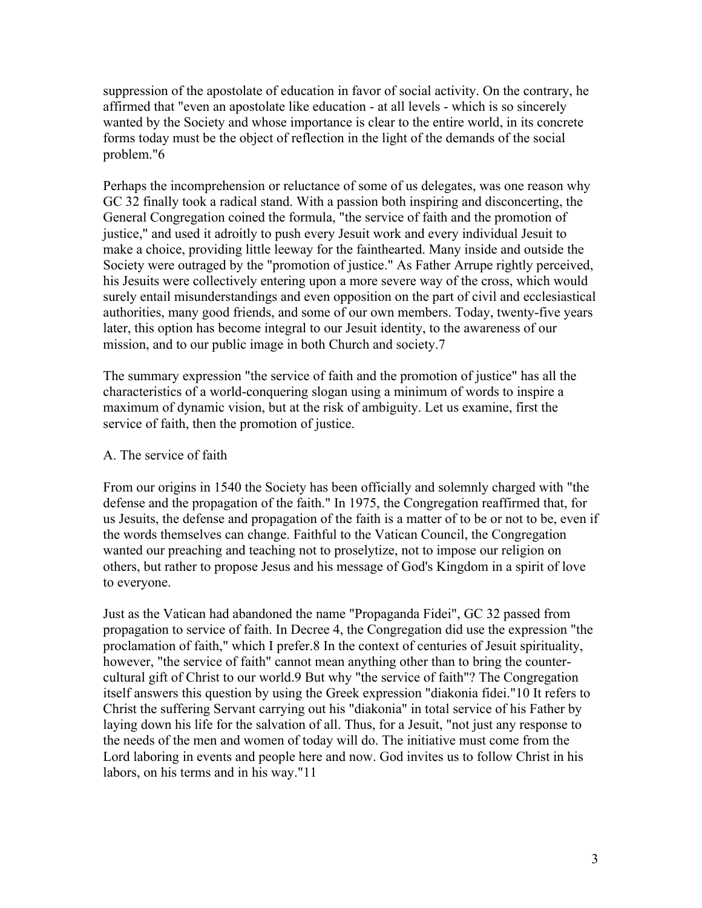suppression of the apostolate of education in favor of social activity. On the contrary, he affirmed that "even an apostolate like education - at all levels - which is so sincerely wanted by the Society and whose importance is clear to the entire world, in its concrete forms today must be the object of reflection in the light of the demands of the social problem."[6]

Perhaps the incomprehension or reluctance of some of us delegates, was one reason why GC 32 finally took a radical stand. With a passion both inspiring and disconcerting, the General Congregation coined the formula, "the service of faith and the promotion of justice," and used it adroitly to push every Jesuit work and every individual Jesuit to make a choice, providing little leeway for the fainthearted. Many inside and outside the Society were outraged by the "promotion of justice." As Father Arrupe rightly perceived, his Jesuits were collectively entering upon a more severe way of the cross, which would surely entail misunderstandings and even opposition on the part of civil and ecclesiastical authorities, many good friends, and some of our own members. Today, twenty-five years later, this option has become integral to our Jesuit identity, to the awareness of our mission, and to our public image in both Church and society.[7]

The summary expression "the service of faith and the promotion of justice" has all the characteristics of a world-conquering slogan using a minimum of words to inspire a maximum of dynamic vision, but at the risk of ambiguity. Let us examine, first the service of faith, then the promotion of justice.

## A. The service of faith

From our origins in 1540 the Society has been officially and solemnly charged with "the defense and the propagation of the faith." In 1975, the Congregation reaffirmed that, for us Jesuits, the defense and propagation of the faith is a matter of to be or not to be, even if the words themselves can change. Faithful to the Vatican Council, the Congregation wanted our preaching and teaching not to proselytize, not to impose our religion on others, but rather to propose Jesus and his message of God's Kingdom in a spirit of love to everyone.

Just as the Vatican had abandoned the name "Propaganda Fidei", GC 32 passed from propagation to service of faith. In Decree 4, the Congregation did use the expression "the proclamation of faith," which I prefer.[8] In the context of centuries of Jesuit spirituality, however, "the service of faith" cannot mean anything other than to bring the counter-cultural gift of Christ to our world.[9] But why "the service of faith"? The Congregation itself answers this question by using the Greek expression "diakonia fidei."[10] It refers to Christ the suffering Servant carrying out his "diakonia" in total service of his Father by laying down his life for the salvation of all. Thus, for a Jesuit, "not just any response to the needs of the men and women of today will do. The initiative must come from the Lord laboring in events and people here and now. God invites us to follow Christ in his labors, on his terms and in his way."[11]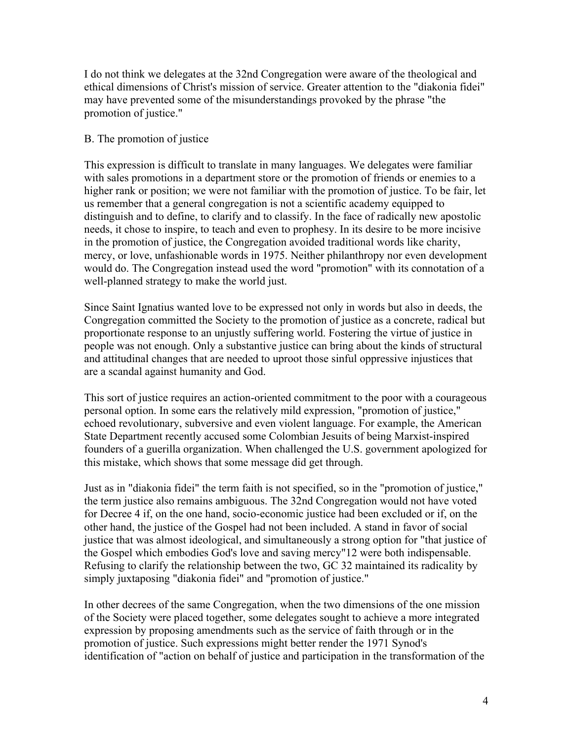I do not think we delegates at the 32nd Congregation were aware of the theological and ethical dimensions of Christ's mission of service. Greater attention to the "diakonia fidei" may have prevented some of the misunderstandings provoked by the phrase "the promotion of justice."

### B. The promotion of justice

This expression is difficult to translate in many languages. We delegates were familiar with sales promotions in a department store or the promotion of friends or enemies to a higher rank or position; we were not familiar with the promotion of justice. To be fair, let us remember that a general congregation is not a scientific academy equipped to distinguish and to define, to clarify and to classify. In the face of radically new apostolic needs, it chose to inspire, to teach and even to prophesy. In its desire to be more incisive in the promotion of justice, the Congregation avoided traditional words like charity, mercy, or love, unfashionable words in 1975. Neither philanthropy nor even development would do. The Congregation instead used the word "promotion" with its connotation of a well-planned strategy to make the world just.

Since Saint Ignatius wanted love to be expressed not only in words but also in deeds, the Congregation committed the Society to the promotion of justice as a concrete, radical but proportionate response to an unjustly suffering world. Fostering the virtue of justice in people was not enough. Only a substantive justice can bring about the kinds of structural and attitudinal changes that are needed to uproot those sinful oppressive injustices that are a scandal against humanity and God.

This sort of justice requires an action-oriented commitment to the poor with a courageous personal option. In some ears the relatively mild expression, "promotion of justice," echoed revolutionary, subversive and even violent language. For example, the American State Department recently accused some Colombian Jesuits of being Marxist-inspired founders of a guerilla organization. When challenged the U.S. government apologized for this mistake, which shows that some message did get through.

Just as in "diakonia fidei" the term faith is not specified, so in the "promotion of justice," the term justice also remains ambiguous. The 32nd Congregation would not have voted for Decree 4 if, on the one hand, socio-economic justice had been excluded or if, on the other hand, the justice of the Gospel had not been included. A stand in favor of social justice that was almost ideological, and simultaneously a strong option for "that justice of the Gospel which embodies God's love and saving mercy"[12] were both indispensable. Refusing to clarify the relationship between the two, GC 32 maintained its radicality by simply juxtaposing "diakonia fidei" and "promotion of justice."

In other decrees of the same Congregation, when the two dimensions of the one mission of the Society were placed together, some delegates sought to achieve a more integrated expression by proposing amendments such as the service of faith through or in the promotion of justice. Such expressions might better render the 1971 Synod's identification of "action on behalf of justice and participation in the transformation of the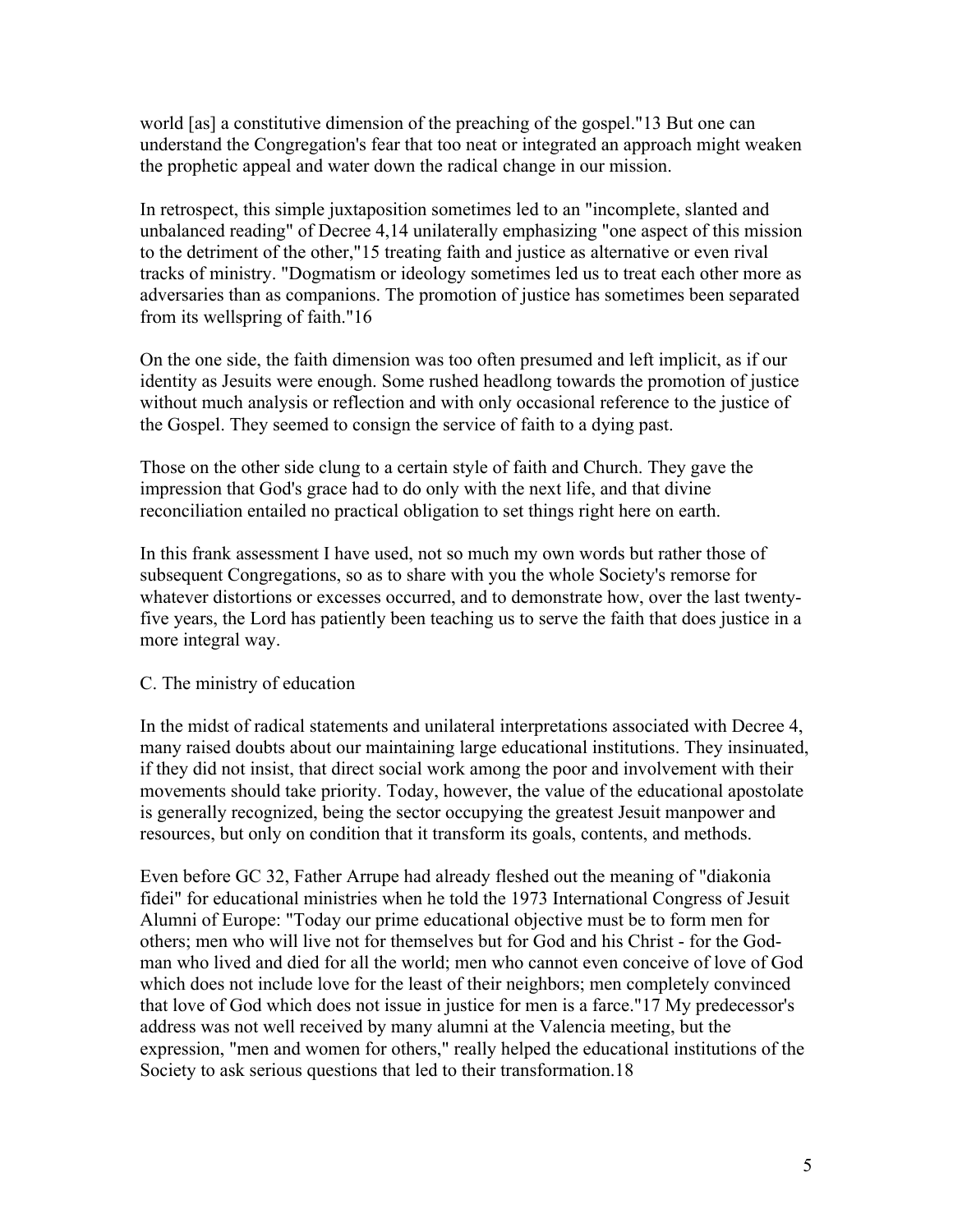world [as] a constitutive dimension of the preaching of the gospel."[13] But one can understand the Congregation's fear that too neat or integrated an approach might weaken the prophetic appeal and water down the radical change in our mission.

In retrospect, this simple juxtaposition sometimes led to an "incomplete, slanted and unbalanced reading" of Decree 4,[14] unilaterally emphasizing "one aspect of this mission to the detriment of the other,"[15] treating faith and justice as alternative or even rival tracks of ministry. "Dogmatism or ideology sometimes led us to treat each other more as adversaries than as companions. The promotion of justice has sometimes been separated from its wellspring of faith."[16]

On the one side, the faith dimension was too often presumed and left implicit, as if our identity as Jesuits were enough. Some rushed headlong towards the promotion of justice without much analysis or reflection and with only occasional reference to the justice of the Gospel. They seemed to consign the service of faith to a dying past.

Those on the other side clung to a certain style of faith and Church. They gave the impression that God's grace had to do only with the next life, and that divine reconciliation entailed no practical obligation to set things right here on earth.

In this frank assessment I have used, not so much my own words but rather those of subsequent Congregations, so as to share with you the whole Society's remorse for whatever distortions or excesses occurred, and to demonstrate how, over the last twenty-five years, the Lord has patiently been teaching us to serve the faith that does justice in a more integral way.

## C. The ministry of education

In the midst of radical statements and unilateral interpretations associated with Decree 4, many raised doubts about our maintaining large educational institutions. They insinuated, if they did not insist, that direct social work among the poor and involvement with their movements should take priority. Today, however, the value of the educational apostolate is generally recognized, being the sector occupying the greatest Jesuit manpower and resources, but only on condition that it transform its goals, contents, and methods.

Even before GC 32, Father Arrupe had already fleshed out the meaning of "diakonia fidei" for educational ministries when he told the 1973 International Congress of Jesuit Alumni of Europe: "Today our prime educational objective must be to form men for others; men who will live not for themselves but for God and his Christ - for the God-man who lived and died for all the world; men who cannot even conceive of love of God which does not include love for the least of their neighbors; men completely convinced that love of God which does not issue in justice for men is a farce."[17] My predecessor's address was not well received by many alumni at the Valencia meeting, but the expression, "men and women for others," really helped the educational institutions of the Society to ask serious questions that led to their transformation.[18]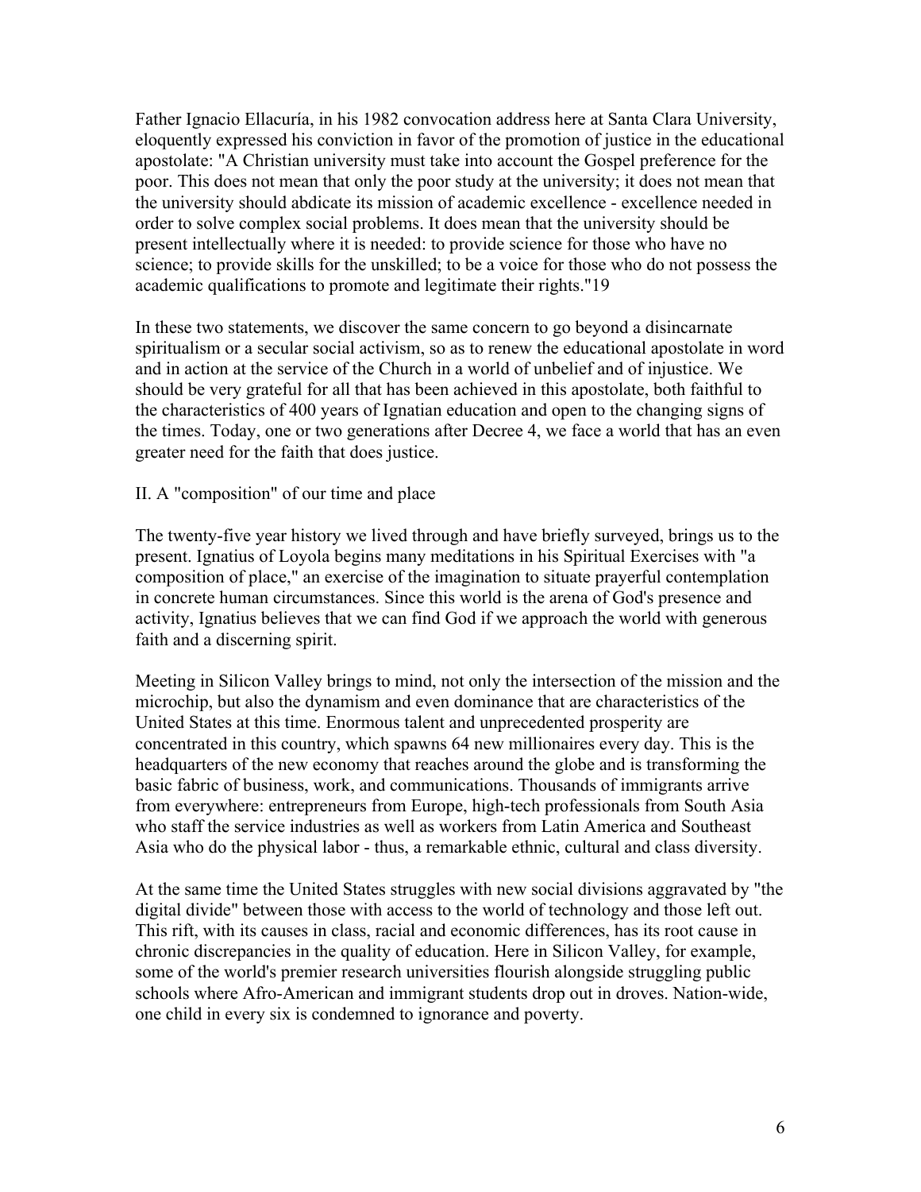Father Ignacio Ellacuría, in his 1982 convocation address here at Santa Clara University, eloquently expressed his conviction in favor of the promotion of justice in the educational apostolate: "A Christian university must take into account the Gospel preference for the poor. This does not mean that only the poor study at the university; it does not mean that the university should abdicate its mission of academic excellence - excellence needed in order to solve complex social problems. It does mean that the university should be present intellectually where it is needed: to provide science for those who have no science; to provide skills for the unskilled; to be a voice for those who do not possess the academic qualifications to promote and legitimate their rights."19

In these two statements, we discover the same concern to go beyond a disincarnate spiritualism or a secular social activism, so as to renew the educational apostolate in word and in action at the service of the Church in a world of unbelief and of injustice. We should be very grateful for all that has been achieved in this apostolate, both faithful to the characteristics of 400 years of Ignatian education and open to the changing signs of the times. Today, one or two generations after Decree 4, we face a world that has an even greater need for the faith that does justice.

## II. A "composition" of our time and place

The twenty-five year history we lived through and have briefly surveyed, brings us to the present. Ignatius of Loyola begins many meditations in his Spiritual Exercises with "a composition of place," an exercise of the imagination to situate prayerful contemplation in concrete human circumstances. Since this world is the arena of God's presence and activity, Ignatius believes that we can find God if we approach the world with generous faith and a discerning spirit.

Meeting in Silicon Valley brings to mind, not only the intersection of the mission and the microchip, but also the dynamism and even dominance that are characteristics of the United States at this time. Enormous talent and unprecedented prosperity are concentrated in this country, which spawns 64 new millionaires every day. This is the headquarters of the new economy that reaches around the globe and is transforming the basic fabric of business, work, and communications. Thousands of immigrants arrive from everywhere: entrepreneurs from Europe, high-tech professionals from South Asia who staff the service industries as well as workers from Latin America and Southeast Asia who do the physical labor - thus, a remarkable ethnic, cultural and class diversity.

At the same time the United States struggles with new social divisions aggravated by "the digital divide" between those with access to the world of technology and those left out. This rift, with its causes in class, racial and economic differences, has its root cause in chronic discrepancies in the quality of education. Here in Silicon Valley, for example, some of the world's premier research universities flourish alongside struggling public schools where Afro-American and immigrant students drop out in droves. Nation-wide, one child in every six is condemned to ignorance and poverty.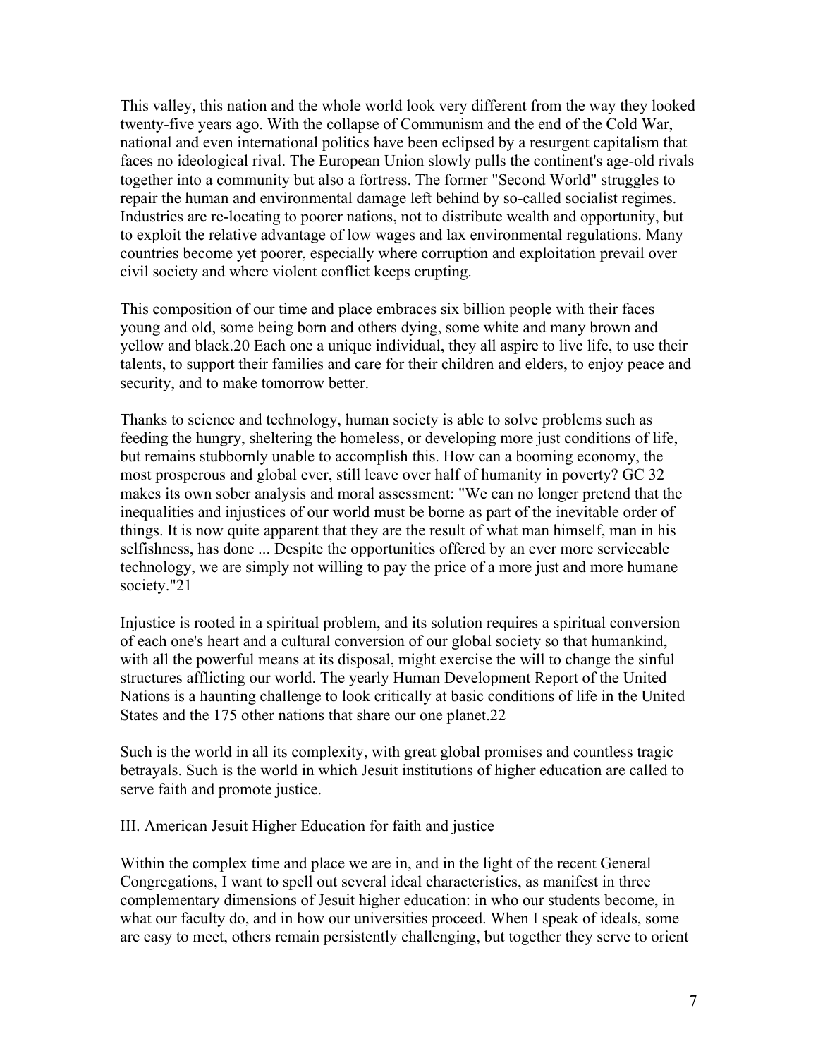This valley, this nation and the whole world look very different from the way they looked twenty-five years ago. With the collapse of Communism and the end of the Cold War, national and even international politics have been eclipsed by a resurgent capitalism that faces no ideological rival. The European Union slowly pulls the continent's age-old rivals together into a community but also a fortress. The former "Second World" struggles to repair the human and environmental damage left behind by so-called socialist regimes. Industries are re-locating to poorer nations, not to distribute wealth and opportunity, but to exploit the relative advantage of low wages and lax environmental regulations. Many countries become yet poorer, especially where corruption and exploitation prevail over civil society and where violent conflict keeps erupting.

This composition of our time and place embraces six billion people with their faces young and old, some being born and others dying, some white and many brown and yellow and black.[20] Each one a unique individual, they all aspire to live life, to use their talents, to support their families and care for their children and elders, to enjoy peace and security, and to make tomorrow better.

Thanks to science and technology, human society is able to solve problems such as feeding the hungry, sheltering the homeless, or developing more just conditions of life, but remains stubbornly unable to accomplish this. How can a booming economy, the most prosperous and global ever, still leave over half of humanity in poverty? GC 32 makes its own sober analysis and moral assessment: "We can no longer pretend that the inequalities and injustices of our world must be borne as part of the inevitable order of things. It is now quite apparent that they are the result of what man himself, man in his selfishness, has done ... Despite the opportunities offered by an ever more serviceable technology, we are simply not willing to pay the price of a more just and more humane society."[21]

Injustice is rooted in a spiritual problem, and its solution requires a spiritual conversion of each one's heart and a cultural conversion of our global society so that humankind, with all the powerful means at its disposal, might exercise the will to change the sinful structures afflicting our world. The yearly Human Development Report of the United Nations is a haunting challenge to look critically at basic conditions of life in the United States and the 175 other nations that share our one planet.[22]

Such is the world in all its complexity, with great global promises and countless tragic betrayals. Such is the world in which Jesuit institutions of higher education are called to serve faith and promote justice.

## III. American Jesuit Higher Education for faith and justice

Within the complex time and place we are in, and in the light of the recent General Congregations, I want to spell out several ideal characteristics, as manifest in three complementary dimensions of Jesuit higher education: in who our students become, in what our faculty do, and in how our universities proceed. When I speak of ideals, some are easy to meet, others remain persistently challenging, but together they serve to orient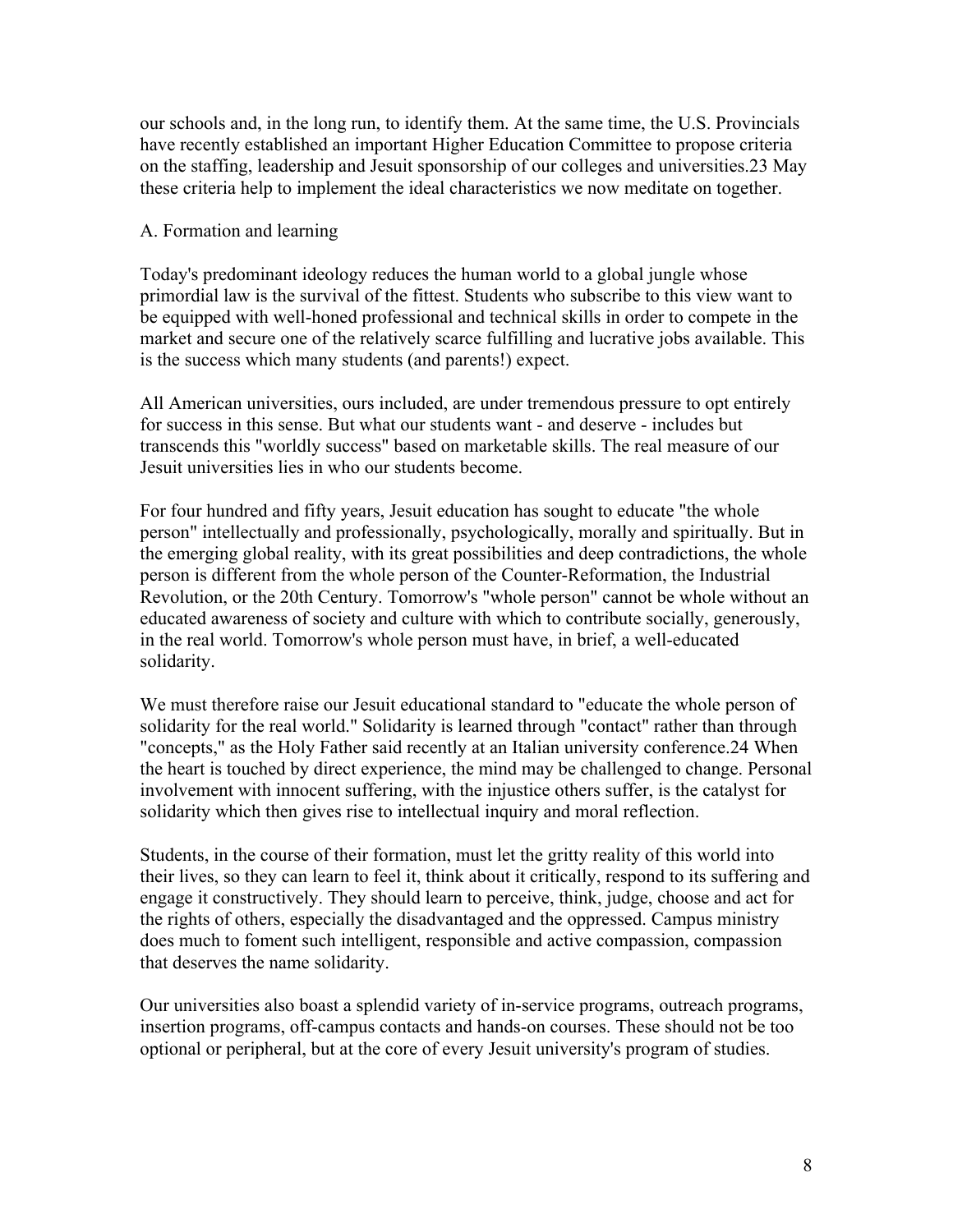our schools and, in the long run, to identify them. At the same time, the U.S. Provincials have recently established an important Higher Education Committee to propose criteria on the staffing, leadership and Jesuit sponsorship of our colleges and universities.23 May these criteria help to implement the ideal characteristics we now meditate on together.

## A. Formation and learning

Today's predominant ideology reduces the human world to a global jungle whose primordial law is the survival of the fittest. Students who subscribe to this view want to be equipped with well-honed professional and technical skills in order to compete in the market and secure one of the relatively scarce fulfilling and lucrative jobs available. This is the success which many students (and parents!) expect.

All American universities, ours included, are under tremendous pressure to opt entirely for success in this sense. But what our students want - and deserve - includes but transcends this "worldly success" based on marketable skills. The real measure of our Jesuit universities lies in who our students become.

For four hundred and fifty years, Jesuit education has sought to educate "the whole person" intellectually and professionally, psychologically, morally and spiritually. But in the emerging global reality, with its great possibilities and deep contradictions, the whole person is different from the whole person of the Counter-Reformation, the Industrial Revolution, or the 20th Century. Tomorrow's "whole person" cannot be whole without an educated awareness of society and culture with which to contribute socially, generously, in the real world. Tomorrow's whole person must have, in brief, a well-educated solidarity.

We must therefore raise our Jesuit educational standard to "educate the whole person of solidarity for the real world." Solidarity is learned through "contact" rather than through "concepts," as the Holy Father said recently at an Italian university conference.24 When the heart is touched by direct experience, the mind may be challenged to change. Personal involvement with innocent suffering, with the injustice others suffer, is the catalyst for solidarity which then gives rise to intellectual inquiry and moral reflection.

Students, in the course of their formation, must let the gritty reality of this world into their lives, so they can learn to feel it, think about it critically, respond to its suffering and engage it constructively. They should learn to perceive, think, judge, choose and act for the rights of others, especially the disadvantaged and the oppressed. Campus ministry does much to foment such intelligent, responsible and active compassion, compassion that deserves the name solidarity.

Our universities also boast a splendid variety of in-service programs, outreach programs, insertion programs, off-campus contacts and hands-on courses. These should not be too optional or peripheral, but at the core of every Jesuit university's program of studies.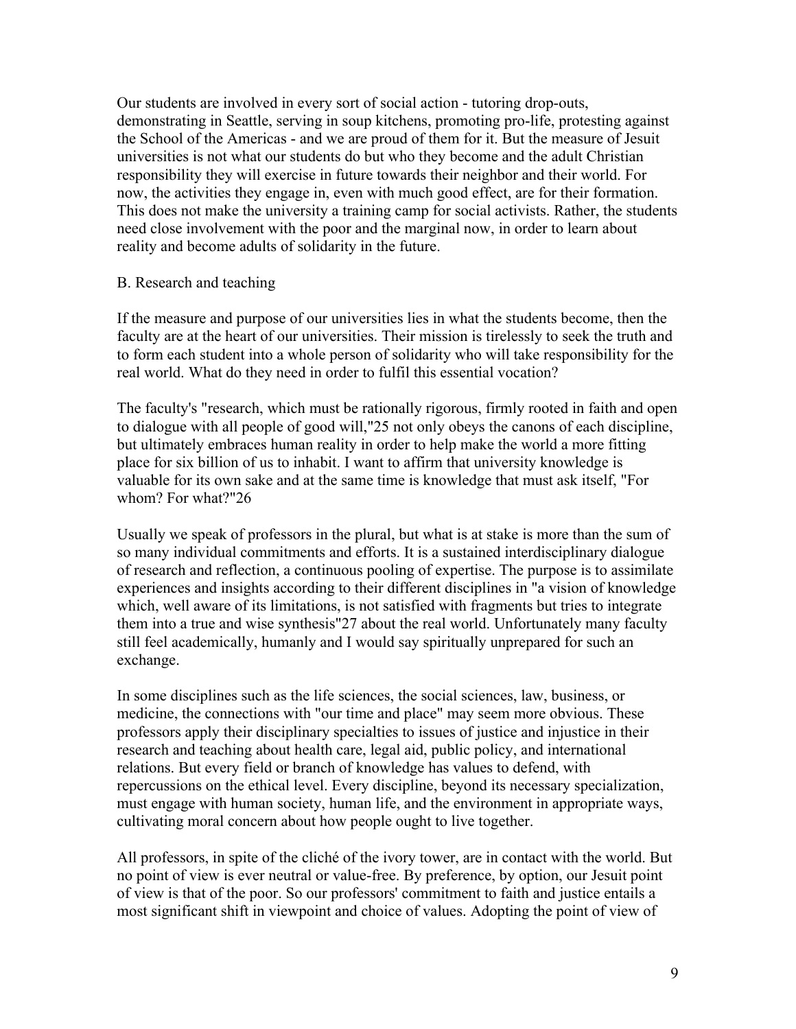Our students are involved in every sort of social action - tutoring drop-outs, demonstrating in Seattle, serving in soup kitchens, promoting pro-life, protesting against the School of the Americas - and we are proud of them for it. But the measure of Jesuit universities is not what our students do but who they become and the adult Christian responsibility they will exercise in future towards their neighbor and their world. For now, the activities they engage in, even with much good effect, are for their formation. This does not make the university a training camp for social activists. Rather, the students need close involvement with the poor and the marginal now, in order to learn about reality and become adults of solidarity in the future.

### B. Research and teaching

If the measure and purpose of our universities lies in what the students become, then the faculty are at the heart of our universities. Their mission is tirelessly to seek the truth and to form each student into a whole person of solidarity who will take responsibility for the real world. What do they need in order to fulfil this essential vocation?

The faculty's "research, which must be rationally rigorous, firmly rooted in faith and open to dialogue with all people of good will,"[25] not only obeys the canons of each discipline, but ultimately embraces human reality in order to help make the world a more fitting place for six billion of us to inhabit. I want to affirm that university knowledge is valuable for its own sake and at the same time is knowledge that must ask itself, "For whom? For what?"[26]

Usually we speak of professors in the plural, but what is at stake is more than the sum of so many individual commitments and efforts. It is a sustained interdisciplinary dialogue of research and reflection, a continuous pooling of expertise. The purpose is to assimilate experiences and insights according to their different disciplines in "a vision of knowledge which, well aware of its limitations, is not satisfied with fragments but tries to integrate them into a true and wise synthesis"[27] about the real world. Unfortunately many faculty still feel academically, humanly and I would say spiritually unprepared for such an exchange.

In some disciplines such as the life sciences, the social sciences, law, business, or medicine, the connections with "our time and place" may seem more obvious. These professors apply their disciplinary specialties to issues of justice and injustice in their research and teaching about health care, legal aid, public policy, and international relations. But every field or branch of knowledge has values to defend, with repercussions on the ethical level. Every discipline, beyond its necessary specialization, must engage with human society, human life, and the environment in appropriate ways, cultivating moral concern about how people ought to live together.

All professors, in spite of the cliché of the ivory tower, are in contact with the world. But no point of view is ever neutral or value-free. By preference, by option, our Jesuit point of view is that of the poor. So our professors' commitment to faith and justice entails a most significant shift in viewpoint and choice of values. Adopting the point of view of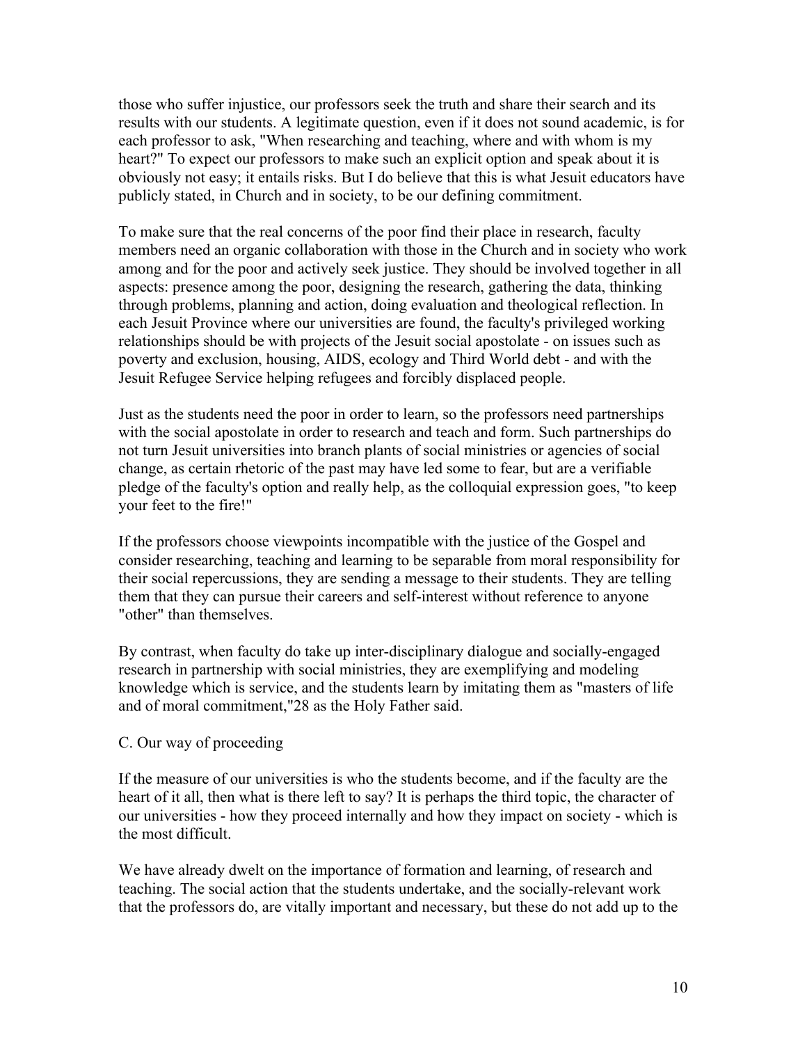those who suffer injustice, our professors seek the truth and share their search and its results with our students. A legitimate question, even if it does not sound academic, is for each professor to ask, "When researching and teaching, where and with whom is my heart?" To expect our professors to make such an explicit option and speak about it is obviously not easy; it entails risks. But I do believe that this is what Jesuit educators have publicly stated, in Church and in society, to be our defining commitment.

To make sure that the real concerns of the poor find their place in research, faculty members need an organic collaboration with those in the Church and in society who work among and for the poor and actively seek justice. They should be involved together in all aspects: presence among the poor, designing the research, gathering the data, thinking through problems, planning and action, doing evaluation and theological reflection. In each Jesuit Province where our universities are found, the faculty's privileged working relationships should be with projects of the Jesuit social apostolate - on issues such as poverty and exclusion, housing, AIDS, ecology and Third World debt - and with the Jesuit Refugee Service helping refugees and forcibly displaced people.

Just as the students need the poor in order to learn, so the professors need partnerships with the social apostolate in order to research and teach and form. Such partnerships do not turn Jesuit universities into branch plants of social ministries or agencies of social change, as certain rhetoric of the past may have led some to fear, but are a verifiable pledge of the faculty's option and really help, as the colloquial expression goes, "to keep your feet to the fire!"

If the professors choose viewpoints incompatible with the justice of the Gospel and consider researching, teaching and learning to be separable from moral responsibility for their social repercussions, they are sending a message to their students. They are telling them that they can pursue their careers and self-interest without reference to anyone "other" than themselves.

By contrast, when faculty do take up inter-disciplinary dialogue and socially-engaged research in partnership with social ministries, they are exemplifying and modeling knowledge which is service, and the students learn by imitating them as "masters of life and of moral commitment,"[28] as the Holy Father said.

### C. Our way of proceeding

If the measure of our universities is who the students become, and if the faculty are the heart of it all, then what is there left to say? It is perhaps the third topic, the character of our universities - how they proceed internally and how they impact on society - which is the most difficult.

We have already dwelt on the importance of formation and learning, of research and teaching. The social action that the students undertake, and the socially-relevant work that the professors do, are vitally important and necessary, but these do not add up to the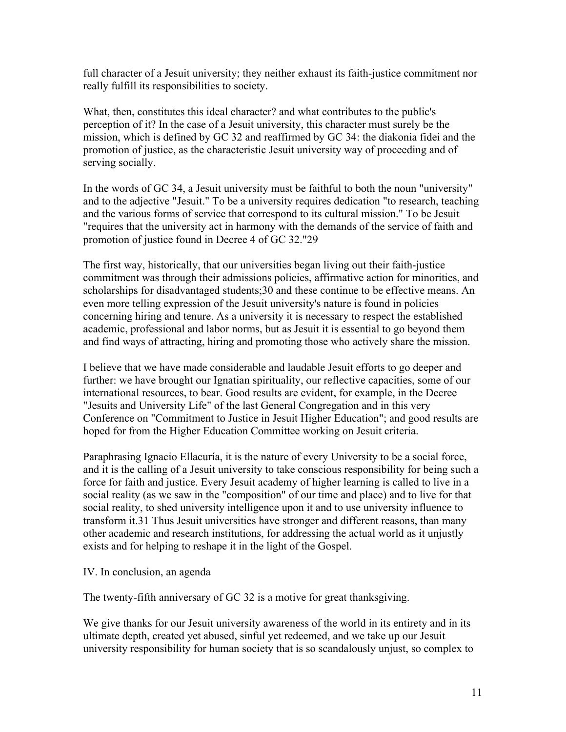full character of a Jesuit university; they neither exhaust its faith-justice commitment nor really fulfill its responsibilities to society.

What, then, constitutes this ideal character? and what contributes to the public's perception of it? In the case of a Jesuit university, this character must surely be the mission, which is defined by GC 32 and reaffirmed by GC 34: the diakonia fidei and the promotion of justice, as the characteristic Jesuit university way of proceeding and of serving socially.

In the words of GC 34, a Jesuit university must be faithful to both the noun "university" and to the adjective "Jesuit." To be a university requires dedication "to research, teaching and the various forms of service that correspond to its cultural mission." To be Jesuit "requires that the university act in harmony with the demands of the service of faith and promotion of justice found in Decree 4 of GC 32."[29]

The first way, historically, that our universities began living out their faith-justice commitment was through their admissions policies, affirmative action for minorities, and scholarships for disadvantaged students;[30] and these continue to be effective means. An even more telling expression of the Jesuit university's nature is found in policies concerning hiring and tenure. As a university it is necessary to respect the established academic, professional and labor norms, but as Jesuit it is essential to go beyond them and find ways of attracting, hiring and promoting those who actively share the mission.

I believe that we have made considerable and laudable Jesuit efforts to go deeper and further: we have brought our Ignatian spirituality, our reflective capacities, some of our international resources, to bear. Good results are evident, for example, in the Decree "Jesuits and University Life" of the last General Congregation and in this very Conference on "Commitment to Justice in Jesuit Higher Education"; and good results are hoped for from the Higher Education Committee working on Jesuit criteria.

Paraphrasing Ignacio Ellacuría, it is the nature of every University to be a social force, and it is the calling of a Jesuit university to take conscious responsibility for being such a force for faith and justice. Every Jesuit academy of higher learning is called to live in a social reality (as we saw in the "composition" of our time and place) and to live for that social reality, to shed university intelligence upon it and to use university influence to transform it.[31] Thus Jesuit universities have stronger and different reasons, than many other academic and research institutions, for addressing the actual world as it unjustly exists and for helping to reshape it in the light of the Gospel.

## IV. In conclusion, an agenda

The twenty-fifth anniversary of GC 32 is a motive for great thanksgiving.

We give thanks for our Jesuit university awareness of the world in its entirety and in its ultimate depth, created yet abused, sinful yet redeemed, and we take up our Jesuit university responsibility for human society that is so scandalously unjust, so complex to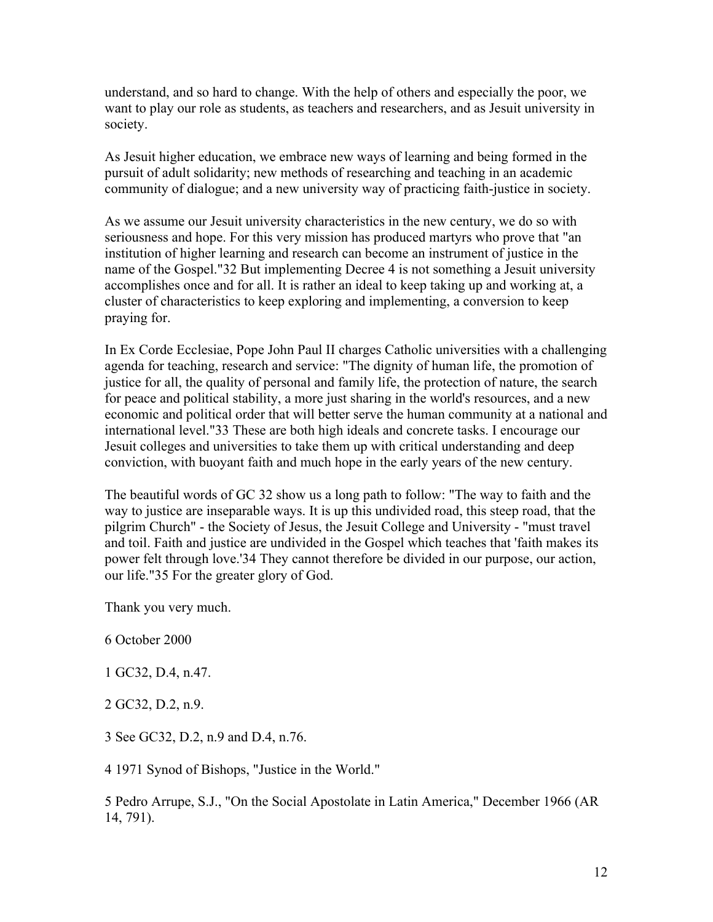understand, and so hard to change. With the help of others and especially the poor, we want to play our role as students, as teachers and researchers, and as Jesuit university in society.

As Jesuit higher education, we embrace new ways of learning and being formed in the pursuit of adult solidarity; new methods of researching and teaching in an academic community of dialogue; and a new university way of practicing faith-justice in society.

As we assume our Jesuit university characteristics in the new century, we do so with seriousness and hope. For this very mission has produced martyrs who prove that "an institution of higher learning and research can become an instrument of justice in the name of the Gospel."[32] But implementing Decree 4 is not something a Jesuit university accomplishes once and for all. It is rather an ideal to keep taking up and working at, a cluster of characteristics to keep exploring and implementing, a conversion to keep praying for.

In Ex Corde Ecclesiae, Pope John Paul II charges Catholic universities with a challenging agenda for teaching, research and service: "The dignity of human life, the promotion of justice for all, the quality of personal and family life, the protection of nature, the search for peace and political stability, a more just sharing in the world's resources, and a new economic and political order that will better serve the human community at a national and international level."[33] These are both high ideals and concrete tasks. I encourage our Jesuit colleges and universities to take them up with critical understanding and deep conviction, with buoyant faith and much hope in the early years of the new century.

The beautiful words of GC 32 show us a long path to follow: "The way to faith and the way to justice are inseparable ways. It is up this undivided road, this steep road, that the pilgrim Church" - the Society of Jesus, the Jesuit College and University - "must travel and toil. Faith and justice are undivided in the Gospel which teaches that 'faith makes its power felt through love.'[34] They cannot therefore be divided in our purpose, our action, our life."[35] For the greater glory of God.

Thank you very much.

6 October 2000

1 GC32, D.4, n.47.

2 GC32, D.2, n.9.

3 See GC32, D.2, n.9 and D.4, n.76.

4 1971 Synod of Bishops, "Justice in the World."

5 Pedro Arrupe, S.J., "On the Social Apostolate in Latin America," December 1966 (AR 14, 791).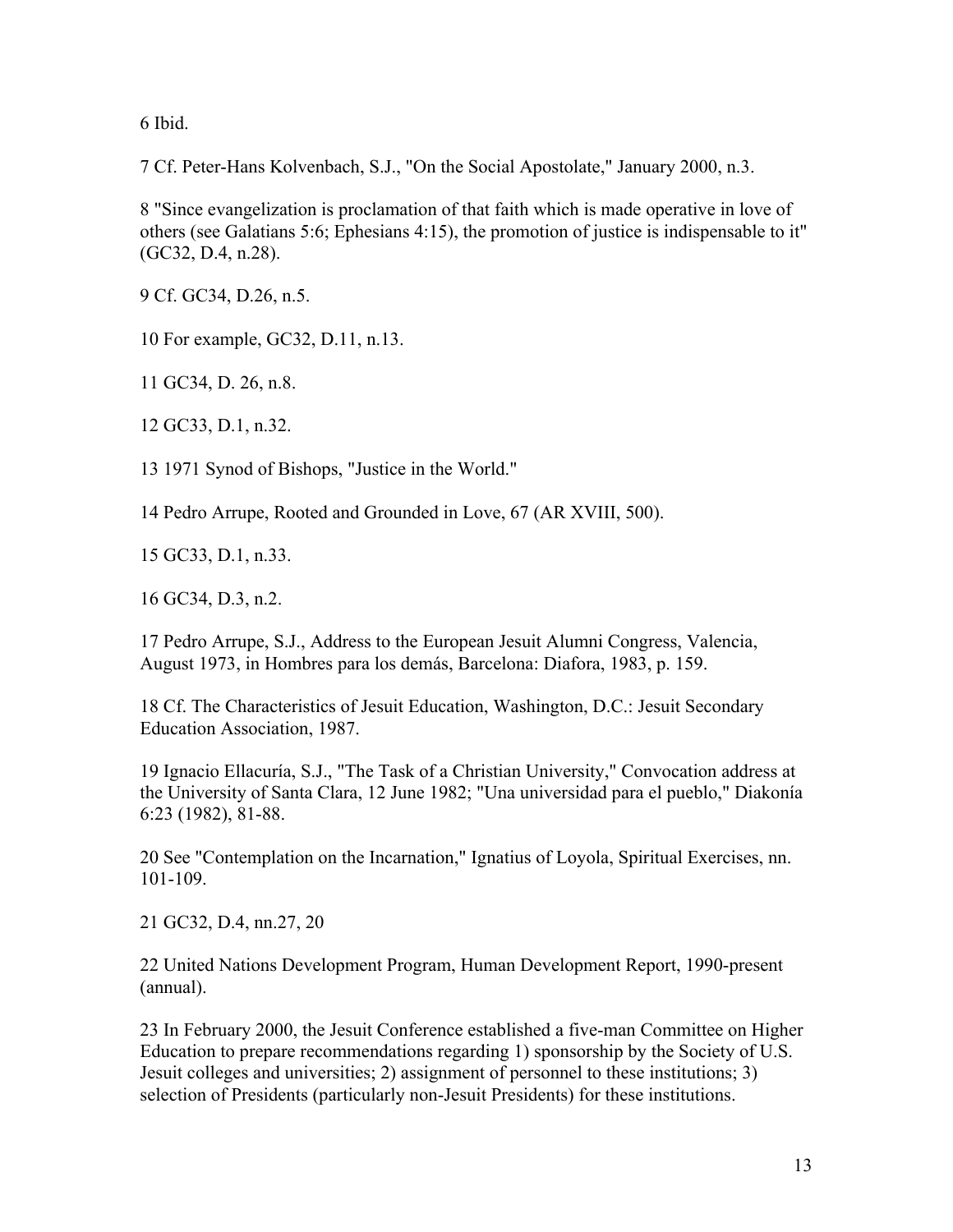6 Ibid.

7 Cf. Peter-Hans Kolvenbach, S.J., "On the Social Apostolate," January 2000, n.3.

8 "Since evangelization is proclamation of that faith which is made operative in love of others (see Galatians 5:6; Ephesians 4:15), the promotion of justice is indispensable to it" (GC32, D.4, n.28).

9 Cf. GC34, D.26, n.5.

10 For example, GC32, D.11, n.13.

11 GC34, D. 26, n.8.

12 GC33, D.1, n.32.

13 1971 Synod of Bishops, "Justice in the World."

14 Pedro Arrupe, Rooted and Grounded in Love, 67 (AR XVIII, 500).

15 GC33, D.1, n.33.

16 GC34, D.3, n.2.

17 Pedro Arrupe, S.J., Address to the European Jesuit Alumni Congress, Valencia, August 1973, in Hombres para los demás, Barcelona: Diafora, 1983, p. 159.

18 Cf. The Characteristics of Jesuit Education, Washington, D.C.: Jesuit Secondary Education Association, 1987.

19 Ignacio Ellacuría, S.J., "The Task of a Christian University," Convocation address at the University of Santa Clara, 12 June 1982; "Una universidad para el pueblo," Diakonía 6:23 (1982), 81-88.

20 See "Contemplation on the Incarnation," Ignatius of Loyola, Spiritual Exercises, nn. 101-109.

21 GC32, D.4, nn.27, 20

22 United Nations Development Program, Human Development Report, 1990-present (annual).

23 In February 2000, the Jesuit Conference established a five-man Committee on Higher Education to prepare recommendations regarding 1) sponsorship by the Society of U.S. Jesuit colleges and universities; 2) assignment of personnel to these institutions; 3) selection of Presidents (particularly non-Jesuit Presidents) for these institutions.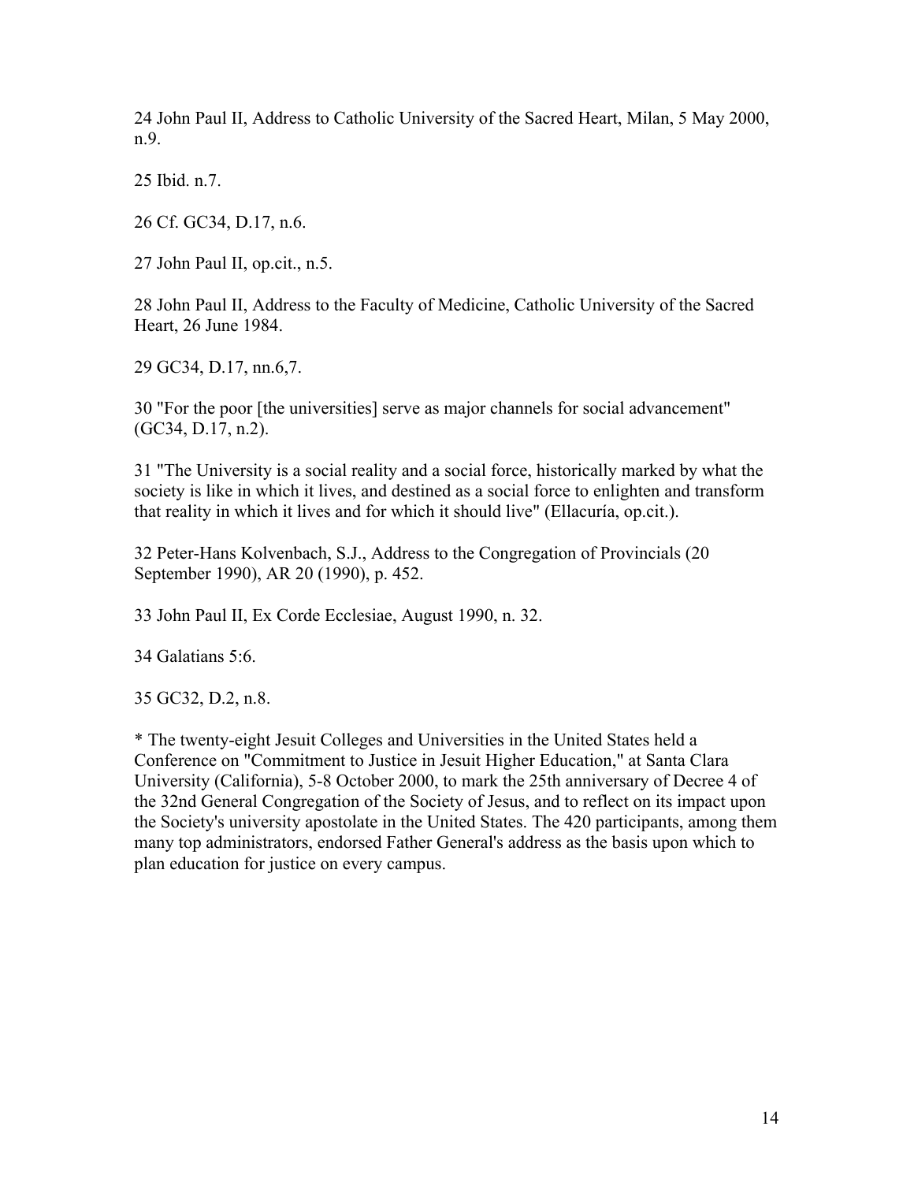24 John Paul II, Address to Catholic University of the Sacred Heart, Milan, 5 May 2000, n.9.

25 Ibid. n.7.

26 Cf. GC34, D.17, n.6.

27 John Paul II, op.cit., n.5.

28 John Paul II, Address to the Faculty of Medicine, Catholic University of the Sacred Heart, 26 June 1984.

29 GC34, D.17, nn.6,7.

30 "For the poor [the universities] serve as major channels for social advancement" (GC34, D.17, n.2).

31 "The University is a social reality and a social force, historically marked by what the society is like in which it lives, and destined as a social force to enlighten and transform that reality in which it lives and for which it should live" (Ellacuría, op.cit.).

32 Peter-Hans Kolvenbach, S.J., Address to the Congregation of Provincials (20 September 1990), AR 20 (1990), p. 452.

33 John Paul II, Ex Corde Ecclesiae, August 1990, n. 32.

34 Galatians 5:6.

35 GC32, D.2, n.8.

* The twenty-eight Jesuit Colleges and Universities in the United States held a Conference on "Commitment to Justice in Jesuit Higher Education," at Santa Clara University (California), 5-8 October 2000, to mark the 25th anniversary of Decree 4 of the 32nd General Congregation of the Society of Jesus, and to reflect on its impact upon the Society's university apostolate in the United States. The 420 participants, among them many top administrators, endorsed Father General's address as the basis upon which to plan education for justice on every campus.